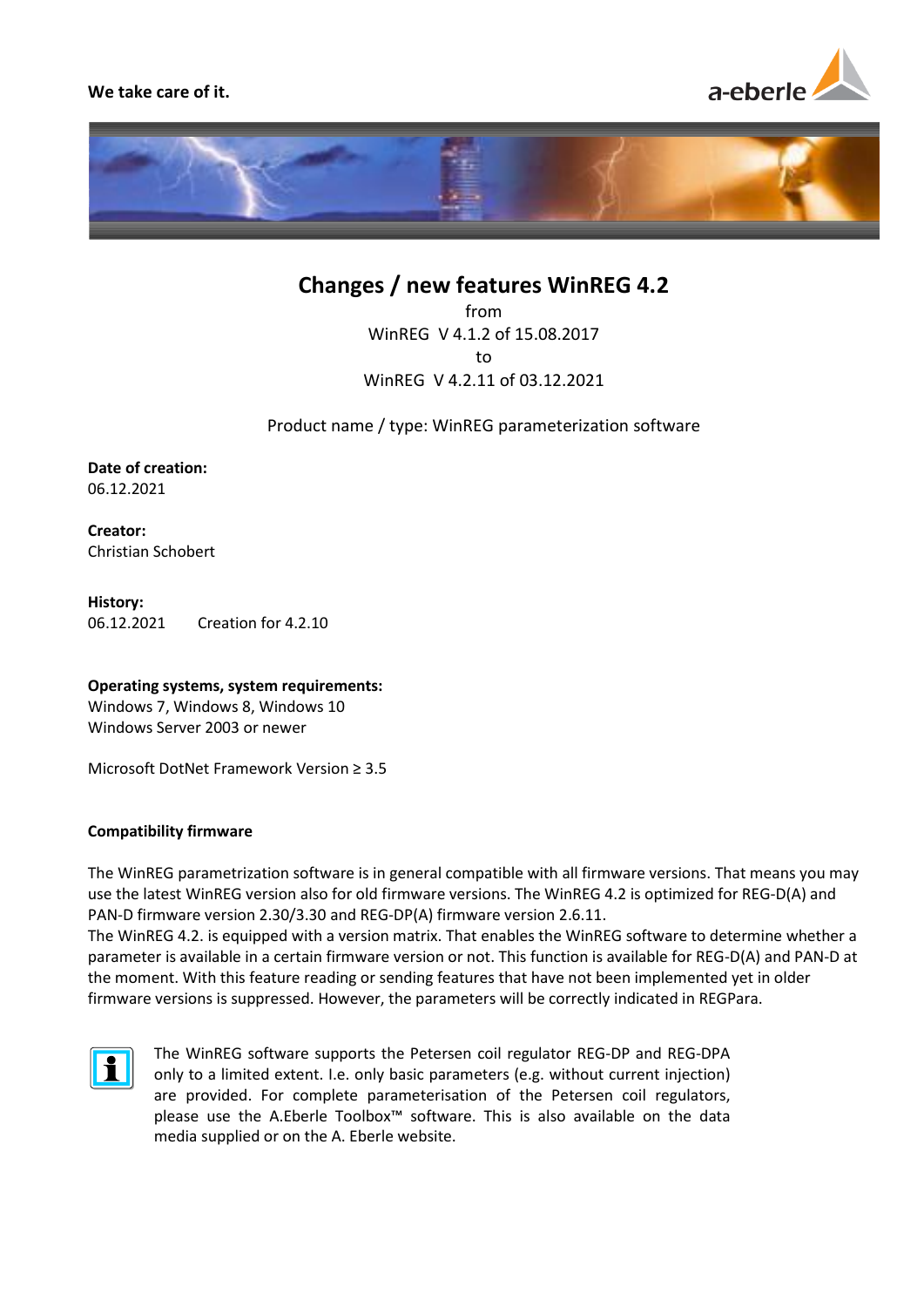We take care of it.

# Changes / new features WinREG 4.2

from
WinREG V 4.1.2 of 15.08.2017
to
WinREG V 4.2.11 of 03.12.2021

Product name / type: WinREG parameterization software

**Date of creation:**
06.12.2021

**Creator:**
Christian Schobert

**History:**
06.12.2021 Creation for 4.2.10

**Operating systems, system requirements:**
Windows 7, Windows 8, Windows 10
Windows Server 2003 or newer

Microsoft DotNet Framework Version ≥ 3.5

**Compatibility firmware**

The WinREG parametrization software is in general compatible with all firmware versions. That means you may use the latest WinREG version also for old firmware versions. The WinREG 4.2 is optimized for REG-D(A) and PAN-D firmware version 2.30/3.30 and REG-DP(A) firmware version 2.6.11.
The WinREG 4.2. is equipped with a version matrix. That enables the WinREG software to determine whether a parameter is available in a certain firmware version or not. This function is available for REG-D(A) and PAN-D at the moment. With this feature reading or sending features that have not been implemented yet in older firmware versions is suppressed. However, the parameters will be correctly indicated in REGPara.

The WinREG software supports the Petersen coil regulator REG-DP and REG-DPA only to a limited extent. I.e. only basic parameters (e.g. without current injection) are provided. For complete parameterisation of the Petersen coil regulators, please use the A.Eberle Toolbox™ software. This is also available on the data media supplied or on the A. Eberle website.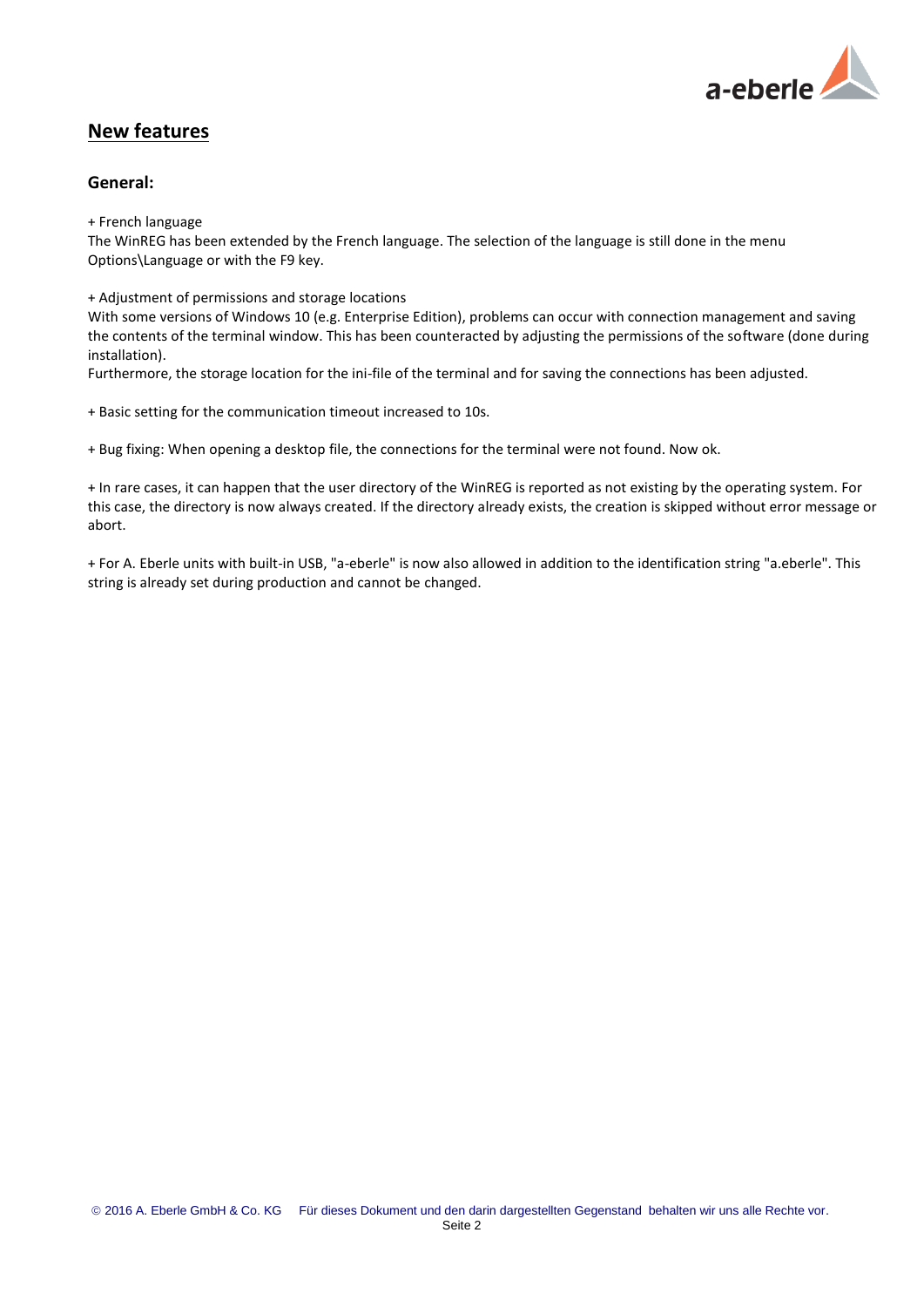## New features

### General:

+ French language
The WinREG has been extended by the French language. The selection of the language is still done in the menu Options\Language or with the F9 key.

+ Adjustment of permissions and storage locations
With some versions of Windows 10 (e.g. Enterprise Edition), problems can occur with connection management and saving the contents of the terminal window. This has been counteracted by adjusting the permissions of the software (done during installation).
Furthermore, the storage location for the ini-file of the terminal and for saving the connections has been adjusted.

+ Basic setting for the communication timeout increased to 10s.

+ Bug fixing: When opening a desktop file, the connections for the terminal were not found. Now ok.

+ In rare cases, it can happen that the user directory of the WinREG is reported as not existing by the operating system. For this case, the directory is now always created. If the directory already exists, the creation is skipped without error message or abort.

+ For A. Eberle units with built-in USB, "a-eberle" is now also allowed in addition to the identification string "a.eberle". This string is already set during production and cannot be changed.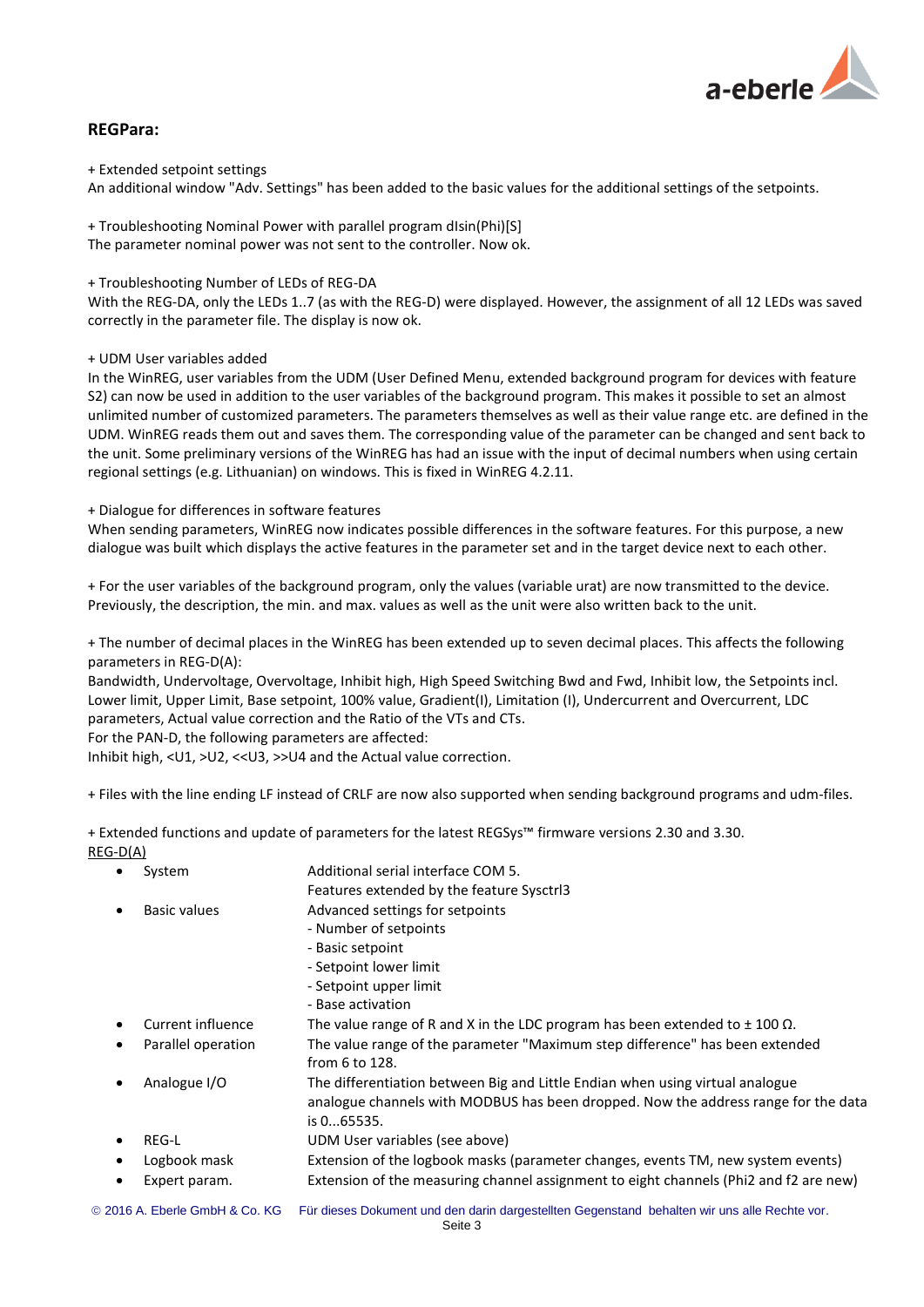## REGPara:

+ Extended setpoint settings
An additional window "Adv. Settings" has been added to the basic values for the additional settings of the setpoints.

+ Troubleshooting Nominal Power with parallel program dIsin(Phi)[S]
The parameter nominal power was not sent to the controller. Now ok.

+ Troubleshooting Number of LEDs of REG-DA
With the REG-DA, only the LEDs 1..7 (as with the REG-D) were displayed. However, the assignment of all 12 LEDs was saved correctly in the parameter file. The display is now ok.

+ UDM User variables added
In the WinREG, user variables from the UDM (User Defined Menu, extended background program for devices with feature S2) can now be used in addition to the user variables of the background program. This makes it possible to set an almost unlimited number of customized parameters. The parameters themselves as well as their value range etc. are defined in the UDM. WinREG reads them out and saves them. The corresponding value of the parameter can be changed and sent back to the unit. Some preliminary versions of the WinREG has had an issue with the input of decimal numbers when using certain regional settings (e.g. Lithuanian) on windows. This is fixed in WinREG 4.2.11.

+ Dialogue for differences in software features
When sending parameters, WinREG now indicates possible differences in the software features. For this purpose, a new dialogue was built which displays the active features in the parameter set and in the target device next to each other.

+ For the user variables of the background program, only the values (variable urat) are now transmitted to the device. Previously, the description, the min. and max. values as well as the unit were also written back to the unit.

+ The number of decimal places in the WinREG has been extended up to seven decimal places. This affects the following parameters in REG-D(A):
Bandwidth, Undervoltage, Overvoltage, Inhibit high, High Speed Switching Bwd and Fwd, Inhibit low, the Setpoints incl. Lower limit, Upper Limit, Base setpoint, 100% value, Gradient(I), Limitation (I), Undercurrent and Overcurrent, LDC parameters, Actual value correction and the Ratio of the VTs and CTs.
For the PAN-D, the following parameters are affected:
Inhibit high, <U1, >U2, <<U3, >>U4 and the Actual value correction.

+ Files with the line ending LF instead of CRLF are now also supported when sending background programs and udm-files.

+ Extended functions and update of parameters for the latest REGSys™ firmware versions 2.30 and 3.30.
<u>REG-D(A)</u>

- System — Additional serial interface COM 5.
  Features extended by the feature Sysctrl3
- Basic values — Advanced settings for setpoints
  - Number of setpoints
  - Basic setpoint
  - Setpoint lower limit
  - Setpoint upper limit
  - Base activation
- Current influence — The value range of R and X in the LDC program has been extended to ± 100 Ω.
- Parallel operation — The value range of the parameter "Maximum step difference" has been extended from 6 to 128.
- Analogue I/O — The differentiation between Big and Little Endian when using virtual analogue analogue channels with MODBUS has been dropped. Now the address range for the data is 0...65535.
- REG-L — UDM User variables (see above)
- Logbook mask — Extension of the logbook masks (parameter changes, events TM, new system events)
- Expert param. — Extension of the measuring channel assignment to eight channels (Phi2 and f2 are new)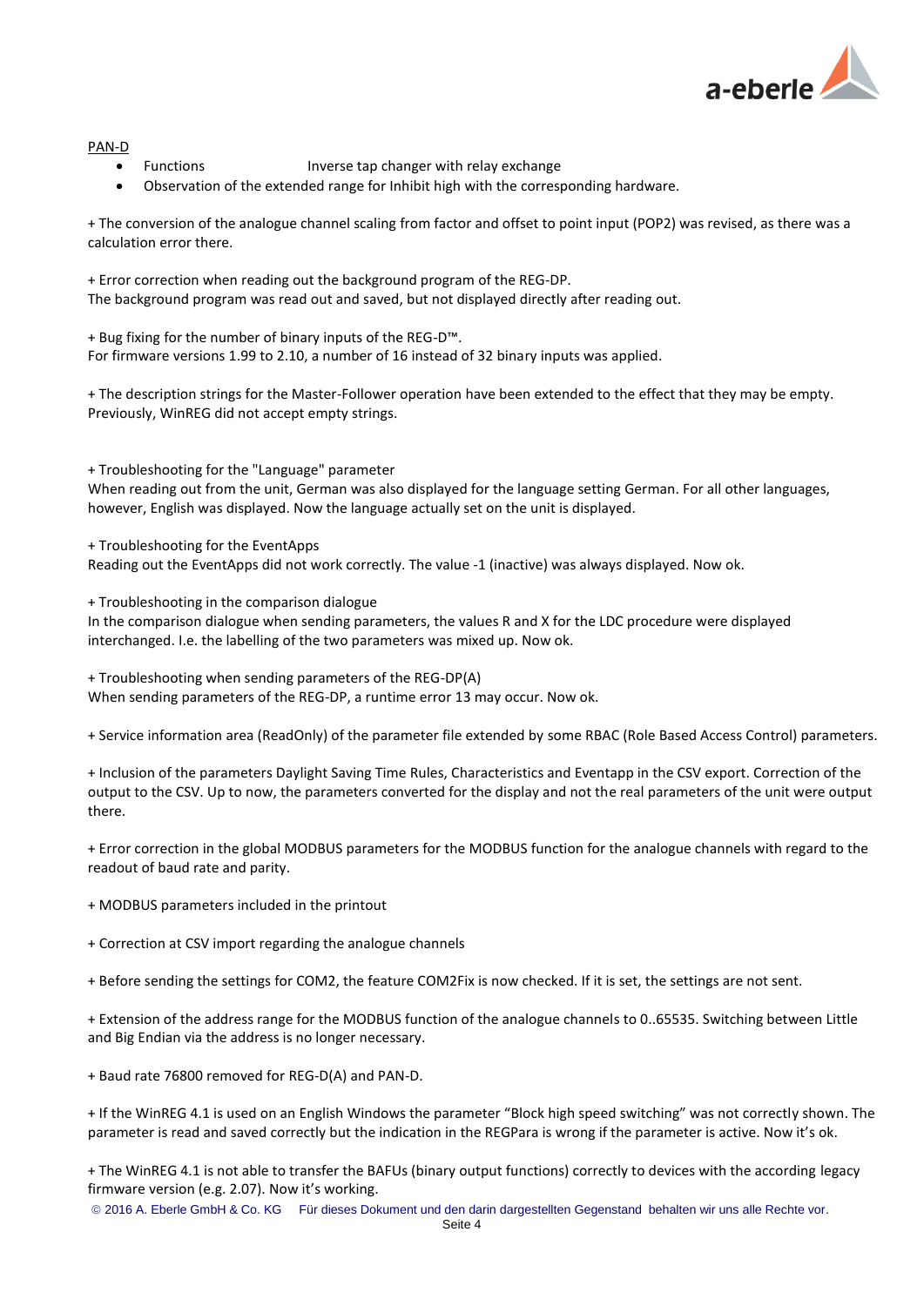PAN-D

- Functions Inverse tap changer with relay exchange
- Observation of the extended range for Inhibit high with the corresponding hardware.

+ The conversion of the analogue channel scaling from factor and offset to point input (POP2) was revised, as there was a calculation error there.

+ Error correction when reading out the background program of the REG-DP.
The background program was read out and saved, but not displayed directly after reading out.

+ Bug fixing for the number of binary inputs of the REG-D™.
For firmware versions 1.99 to 2.10, a number of 16 instead of 32 binary inputs was applied.

+ The description strings for the Master-Follower operation have been extended to the effect that they may be empty. Previously, WinREG did not accept empty strings.

+ Troubleshooting for the "Language" parameter
When reading out from the unit, German was also displayed for the language setting German. For all other languages, however, English was displayed. Now the language actually set on the unit is displayed.

+ Troubleshooting for the EventApps
Reading out the EventApps did not work correctly. The value -1 (inactive) was always displayed. Now ok.

+ Troubleshooting in the comparison dialogue
In the comparison dialogue when sending parameters, the values R and X for the LDC procedure were displayed interchanged. I.e. the labelling of the two parameters was mixed up. Now ok.

+ Troubleshooting when sending parameters of the REG-DP(A)
When sending parameters of the REG-DP, a runtime error 13 may occur. Now ok.

+ Service information area (ReadOnly) of the parameter file extended by some RBAC (Role Based Access Control) parameters.

+ Inclusion of the parameters Daylight Saving Time Rules, Characteristics and Eventapp in the CSV export. Correction of the output to the CSV. Up to now, the parameters converted for the display and not the real parameters of the unit were output there.

+ Error correction in the global MODBUS parameters for the MODBUS function for the analogue channels with regard to the readout of baud rate and parity.

+ MODBUS parameters included in the printout

+ Correction at CSV import regarding the analogue channels

+ Before sending the settings for COM2, the feature COM2Fix is now checked. If it is set, the settings are not sent.

+ Extension of the address range for the MODBUS function of the analogue channels to 0..65535. Switching between Little and Big Endian via the address is no longer necessary.

+ Baud rate 76800 removed for REG-D(A) and PAN-D.

+ If the WinREG 4.1 is used on an English Windows the parameter "Block high speed switching" was not correctly shown. The parameter is read and saved correctly but the indication in the REGPara is wrong if the parameter is active. Now it's ok.

+ The WinREG 4.1 is not able to transfer the BAFUs (binary output functions) correctly to devices with the according legacy firmware version (e.g. 2.07). Now it's working.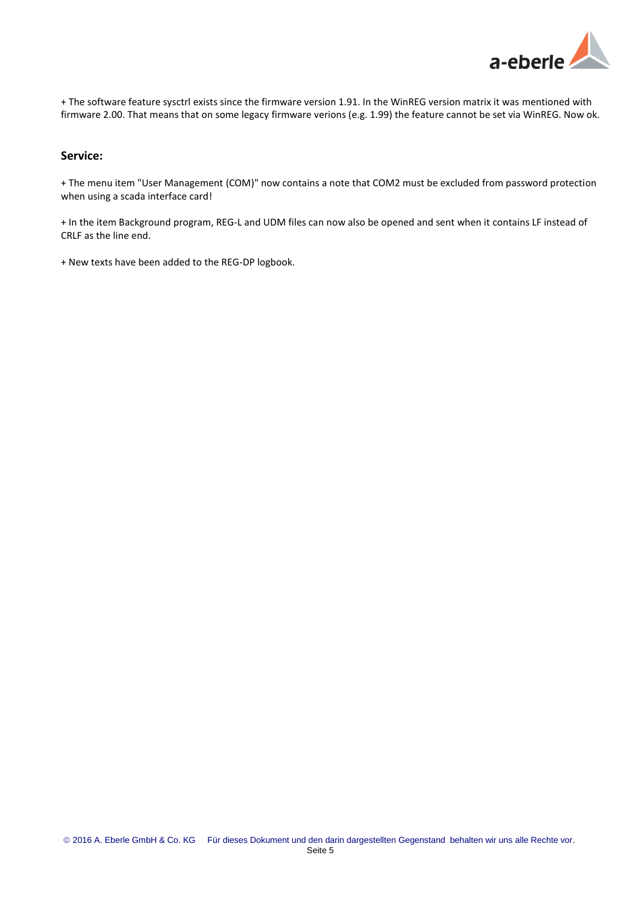+ The software feature sysctrl exists since the firmware version 1.91. In the WinREG version matrix it was mentioned with firmware 2.00. That means that on some legacy firmware verions (e.g. 1.99) the feature cannot be set via WinREG. Now ok.

## Service:

+ The menu item "User Management (COM)" now contains a note that COM2 must be excluded from password protection when using a scada interface card!

+ In the item Background program, REG-L and UDM files can now also be opened and sent when it contains LF instead of CRLF as the line end.

+ New texts have been added to the REG-DP logbook.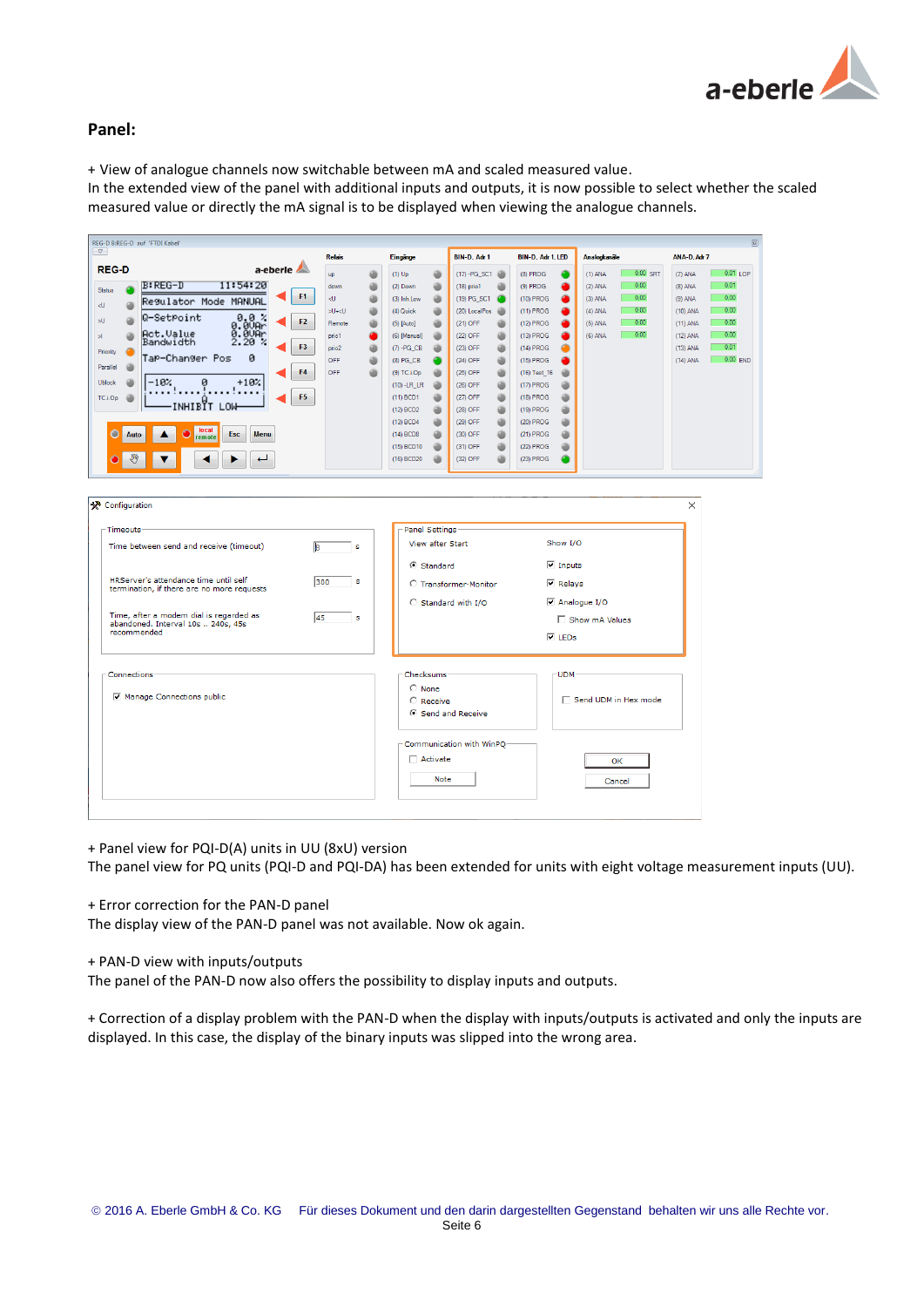## Panel:

+ View of analogue channels now switchable between mA and scaled measured value.
In the extended view of the panel with additional inputs and outputs, it is now possible to select whether the scaled measured value or directly the mA signal is to be displayed when viewing the analogue channels.

+ Panel view for PQI-D(A) units in UU (8xU) version
The panel view for PQ units (PQI-D and PQI-DA) has been extended for units with eight voltage measurement inputs (UU).

+ Error correction for the PAN-D panel
The display view of the PAN-D panel was not available. Now ok again.

+ PAN-D view with inputs/outputs
The panel of the PAN-D now also offers the possibility to display inputs and outputs.

+ Correction of a display problem with the PAN-D when the display with inputs/outputs is activated and only the inputs are displayed. In this case, the display of the binary inputs was slipped into the wrong area.

© 2016 A. Eberle GmbH & Co. KG     Für dieses Dokument und den darin dargestellten Gegenstand behalten wir uns alle Rechte vor.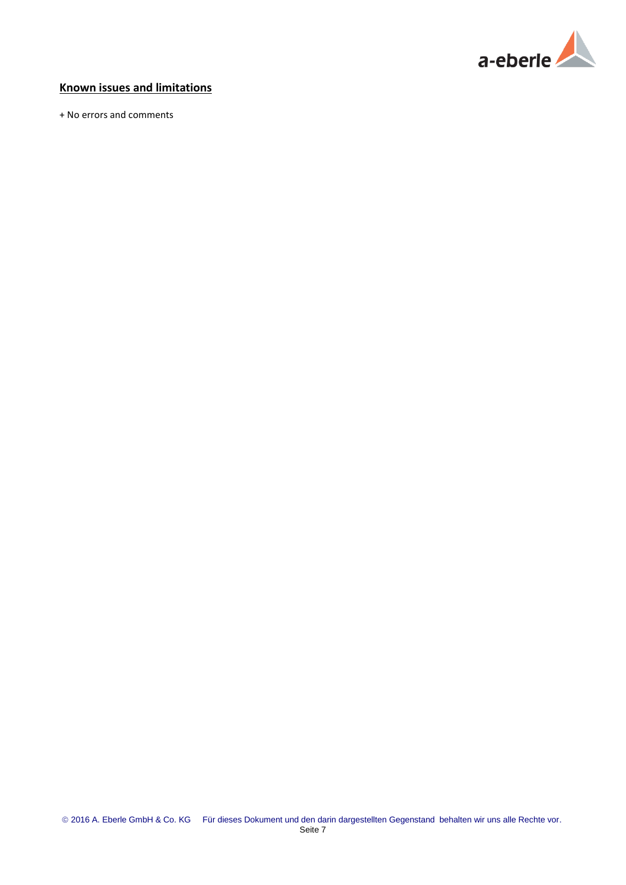## Known issues and limitations

+ No errors and comments